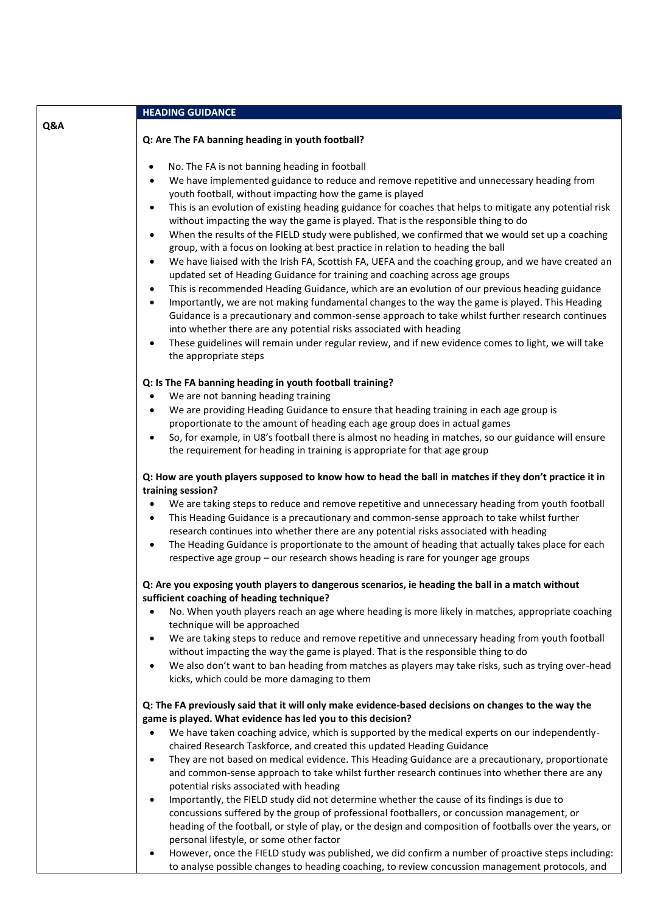**Q&A**

## HEADING GUIDANCE

**Q: Are The FA banning heading in youth football?**

- No. The FA is not banning heading in football
- We have implemented guidance to reduce and remove repetitive and unnecessary heading from youth football, without impacting how the game is played
- This is an evolution of existing heading guidance for coaches that helps to mitigate any potential risk without impacting the way the game is played. That is the responsible thing to do
- When the results of the FIELD study were published, we confirmed that we would set up a coaching group, with a focus on looking at best practice in relation to heading the ball
- We have liaised with the Irish FA, Scottish FA, UEFA and the coaching group, and we have created an updated set of Heading Guidance for training and coaching across age groups
- This is recommended Heading Guidance, which are an evolution of our previous heading guidance
- Importantly, we are not making fundamental changes to the way the game is played. This Heading Guidance is a precautionary and common-sense approach to take whilst further research continues into whether there are any potential risks associated with heading
- These guidelines will remain under regular review, and if new evidence comes to light, we will take the appropriate steps

**Q: Is The FA banning heading in youth football training?**

- We are not banning heading training
- We are providing Heading Guidance to ensure that heading training in each age group is proportionate to the amount of heading each age group does in actual games
- So, for example, in U8's football there is almost no heading in matches, so our guidance will ensure the requirement for heading in training is appropriate for that age group

**Q: How are youth players supposed to know how to head the ball in matches if they don't practice it in training session?**

- We are taking steps to reduce and remove repetitive and unnecessary heading from youth football
- This Heading Guidance is a precautionary and common-sense approach to take whilst further research continues into whether there are any potential risks associated with heading
- The Heading Guidance is proportionate to the amount of heading that actually takes place for each respective age group – our research shows heading is rare for younger age groups

**Q: Are you exposing youth players to dangerous scenarios, ie heading the ball in a match without sufficient coaching of heading technique?**

- No. When youth players reach an age where heading is more likely in matches, appropriate coaching technique will be approached
- We are taking steps to reduce and remove repetitive and unnecessary heading from youth football without impacting the way the game is played. That is the responsible thing to do
- We also don't want to ban heading from matches as players may take risks, such as trying over-head kicks, which could be more damaging to them

**Q: The FA previously said that it will only make evidence-based decisions on changes to the way the game is played. What evidence has led you to this decision?**

- We have taken coaching advice, which is supported by the medical experts on our independently-chaired Research Taskforce, and created this updated Heading Guidance
- They are not based on medical evidence. This Heading Guidance are a precautionary, proportionate and common-sense approach to take whilst further research continues into whether there are any potential risks associated with heading
- Importantly, the FIELD study did not determine whether the cause of its findings is due to concussions suffered by the group of professional footballers, or concussion management, or heading of the football, or style of play, or the design and composition of footballs over the years, or personal lifestyle, or some other factor
- However, once the FIELD study was published, we did confirm a number of proactive steps including: to analyse possible changes to heading coaching, to review concussion management protocols, and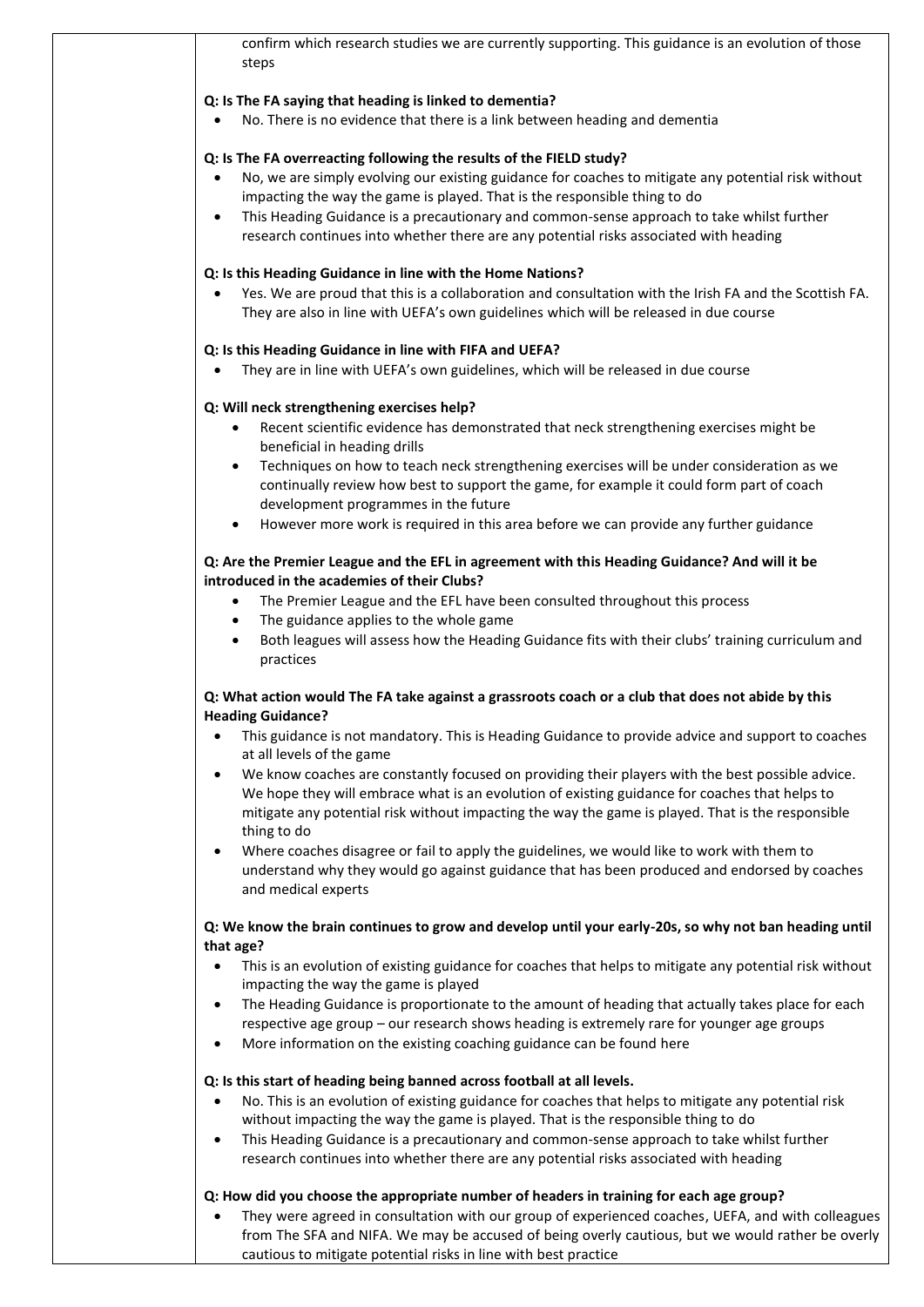confirm which research studies we are currently supporting. This guidance is an evolution of those steps

**Q: Is The FA saying that heading is linked to dementia?**

- No. There is no evidence that there is a link between heading and dementia

**Q: Is The FA overreacting following the results of the FIELD study?**

- No, we are simply evolving our existing guidance for coaches to mitigate any potential risk without impacting the way the game is played. That is the responsible thing to do
- This Heading Guidance is a precautionary and common-sense approach to take whilst further research continues into whether there are any potential risks associated with heading

**Q: Is this Heading Guidance in line with the Home Nations?**

- Yes. We are proud that this is a collaboration and consultation with the Irish FA and the Scottish FA. They are also in line with UEFA's own guidelines which will be released in due course

**Q: Is this Heading Guidance in line with FIFA and UEFA?**

- They are in line with UEFA's own guidelines, which will be released in due course

**Q: Will neck strengthening exercises help?**

- Recent scientific evidence has demonstrated that neck strengthening exercises might be beneficial in heading drills
- Techniques on how to teach neck strengthening exercises will be under consideration as we continually review how best to support the game, for example it could form part of coach development programmes in the future
- However more work is required in this area before we can provide any further guidance

**Q: Are the Premier League and the EFL in agreement with this Heading Guidance? And will it be introduced in the academies of their Clubs?**

- The Premier League and the EFL have been consulted throughout this process
- The guidance applies to the whole game
- Both leagues will assess how the Heading Guidance fits with their clubs' training curriculum and practices

**Q: What action would The FA take against a grassroots coach or a club that does not abide by this Heading Guidance?**

- This guidance is not mandatory. This is Heading Guidance to provide advice and support to coaches at all levels of the game
- We know coaches are constantly focused on providing their players with the best possible advice. We hope they will embrace what is an evolution of existing guidance for coaches that helps to mitigate any potential risk without impacting the way the game is played. That is the responsible thing to do
- Where coaches disagree or fail to apply the guidelines, we would like to work with them to understand why they would go against guidance that has been produced and endorsed by coaches and medical experts

**Q: We know the brain continues to grow and develop until your early-20s, so why not ban heading until that age?**

- This is an evolution of existing guidance for coaches that helps to mitigate any potential risk without impacting the way the game is played
- The Heading Guidance is proportionate to the amount of heading that actually takes place for each respective age group – our research shows heading is extremely rare for younger age groups
- More information on the existing coaching guidance can be found here

**Q: Is this start of heading being banned across football at all levels.**

- No. This is an evolution of existing guidance for coaches that helps to mitigate any potential risk without impacting the way the game is played. That is the responsible thing to do
- This Heading Guidance is a precautionary and common-sense approach to take whilst further research continues into whether there are any potential risks associated with heading

**Q: How did you choose the appropriate number of headers in training for each age group?**

- They were agreed in consultation with our group of experienced coaches, UEFA, and with colleagues from The SFA and NIFA. We may be accused of being overly cautious, but we would rather be overly cautious to mitigate potential risks in line with best practice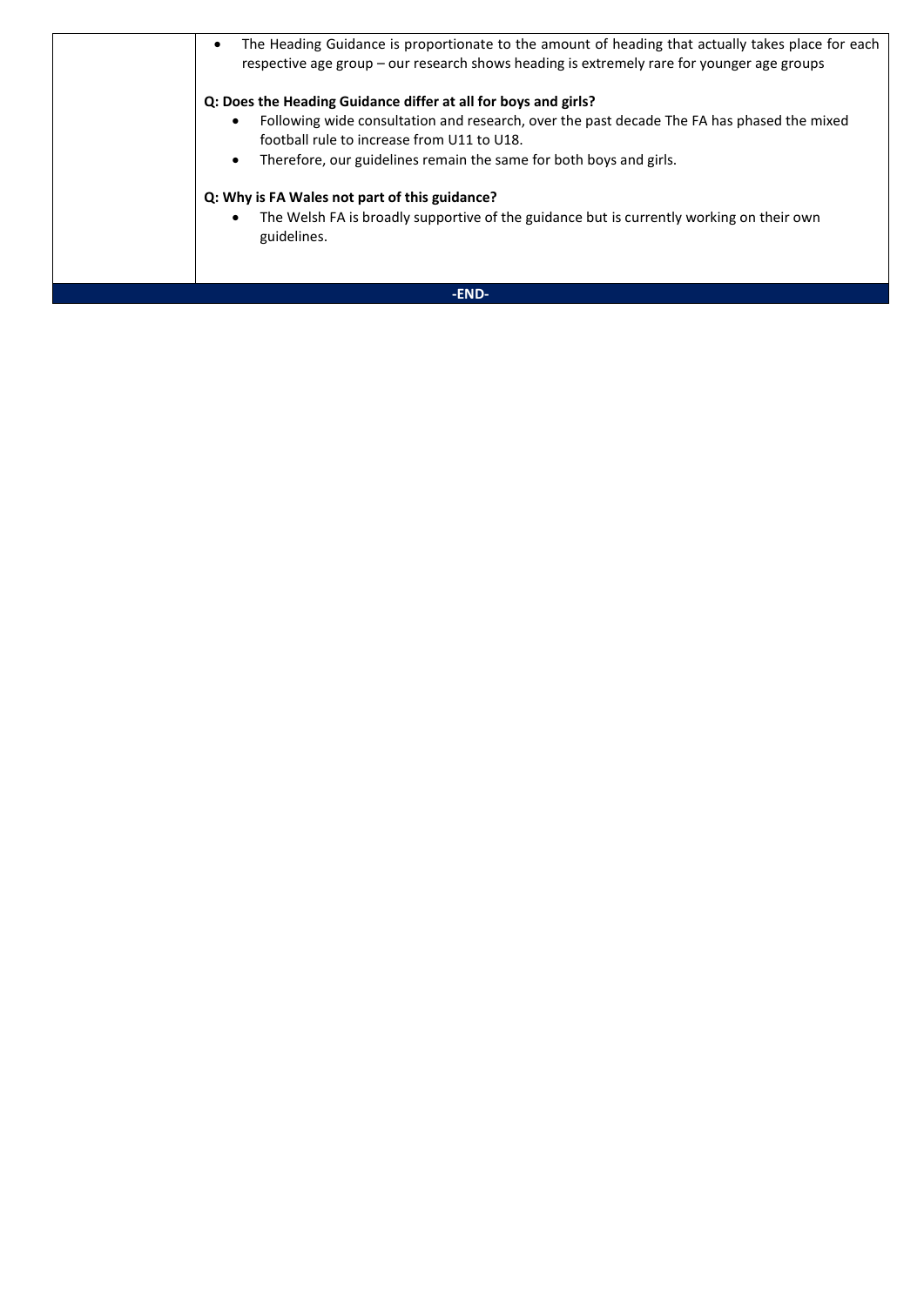- The Heading Guidance is proportionate to the amount of heading that actually takes place for each respective age group – our research shows heading is extremely rare for younger age groups

**Q: Does the Heading Guidance differ at all for boys and girls?**

- Following wide consultation and research, over the past decade The FA has phased the mixed football rule to increase from U11 to U18.
- Therefore, our guidelines remain the same for both boys and girls.

**Q: Why is FA Wales not part of this guidance?**

- The Welsh FA is broadly supportive of the guidance but is currently working on their own guidelines.

**-END-**